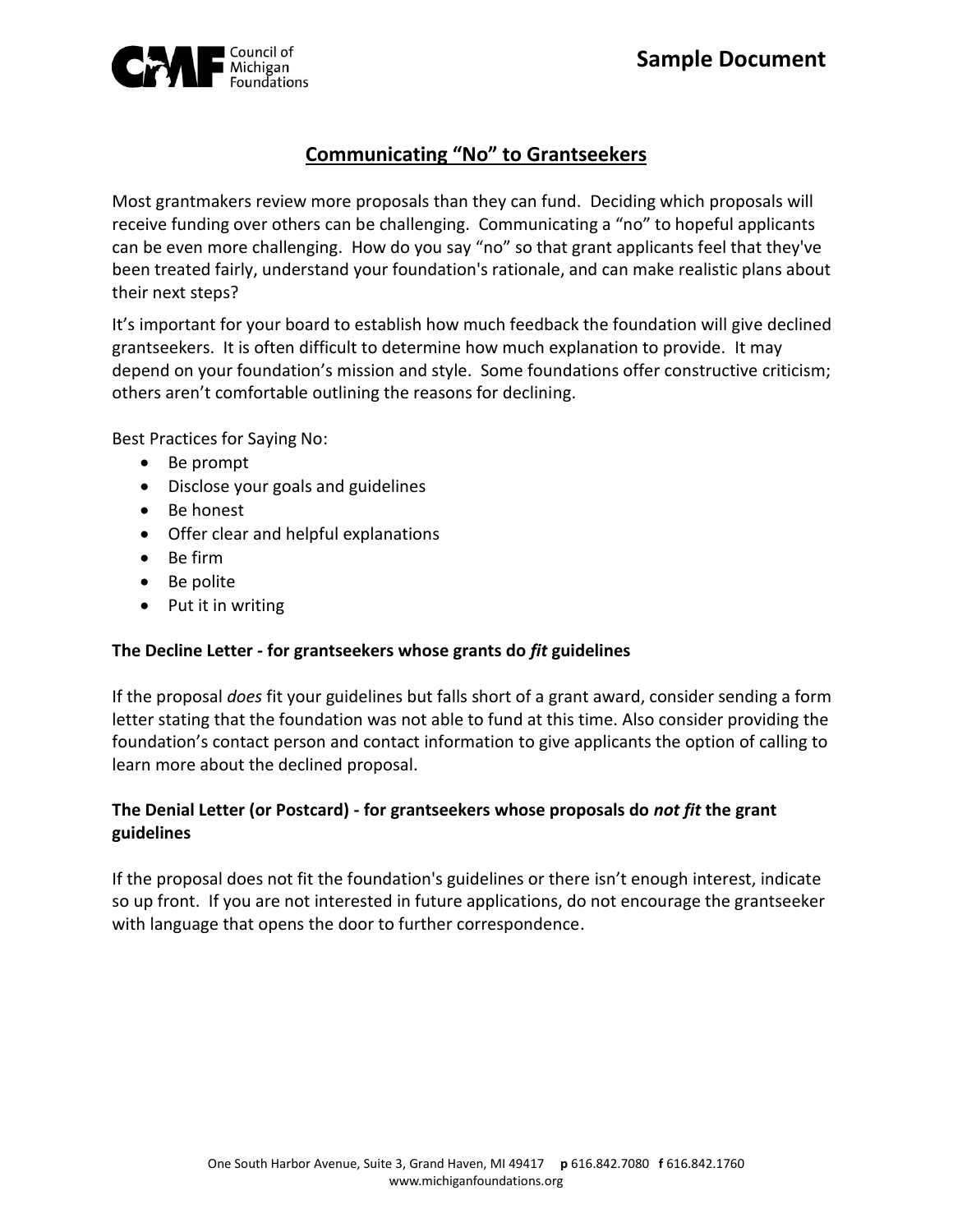# Communicating "No" to Grantseekers

Most grantmakers review more proposals than they can fund. Deciding which proposals will receive funding over others can be challenging. Communicating a "no" to hopeful applicants can be even more challenging. How do you say "no" so that grant applicants feel that they've been treated fairly, understand your foundation's rationale, and can make realistic plans about their next steps?

It's important for your board to establish how much feedback the foundation will give declined grantseekers. It is often difficult to determine how much explanation to provide. It may depend on your foundation's mission and style. Some foundations offer constructive criticism; others aren't comfortable outlining the reasons for declining.

Best Practices for Saying No:

- Be prompt
- Disclose your goals and guidelines
- Be honest
- Offer clear and helpful explanations
- Be firm
- Be polite
- Put it in writing

**The Decline Letter - for grantseekers whose grants do *fit* guidelines**

If the proposal *does* fit your guidelines but falls short of a grant award, consider sending a form letter stating that the foundation was not able to fund at this time. Also consider providing the foundation's contact person and contact information to give applicants the option of calling to learn more about the declined proposal.

**The Denial Letter (or Postcard) - for grantseekers whose proposals do *not fit* the grant guidelines**

If the proposal does not fit the foundation's guidelines or there isn't enough interest, indicate so up front. If you are not interested in future applications, do not encourage the grantseeker with language that opens the door to further correspondence.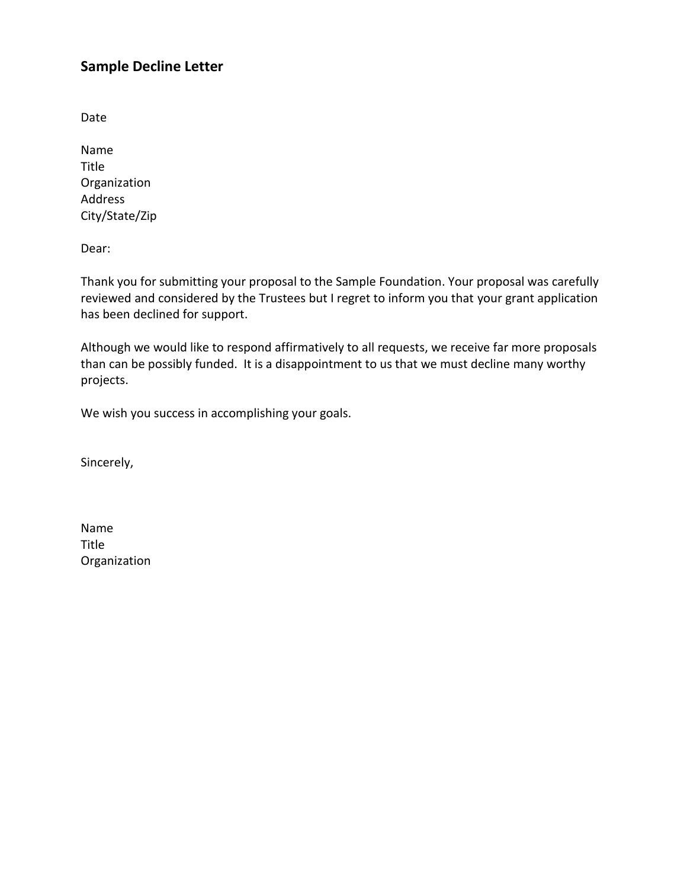## Sample Decline Letter

Date

Name  
Title  
Organization  
Address  
City/State/Zip

Dear:

Thank you for submitting your proposal to the Sample Foundation. Your proposal was carefully reviewed and considered by the Trustees but I regret to inform you that your grant application has been declined for support.

Although we would like to respond affirmatively to all requests, we receive far more proposals than can be possibly funded. It is a disappointment to us that we must decline many worthy projects.

We wish you success in accomplishing your goals.

Sincerely,

Name  
Title  
Organization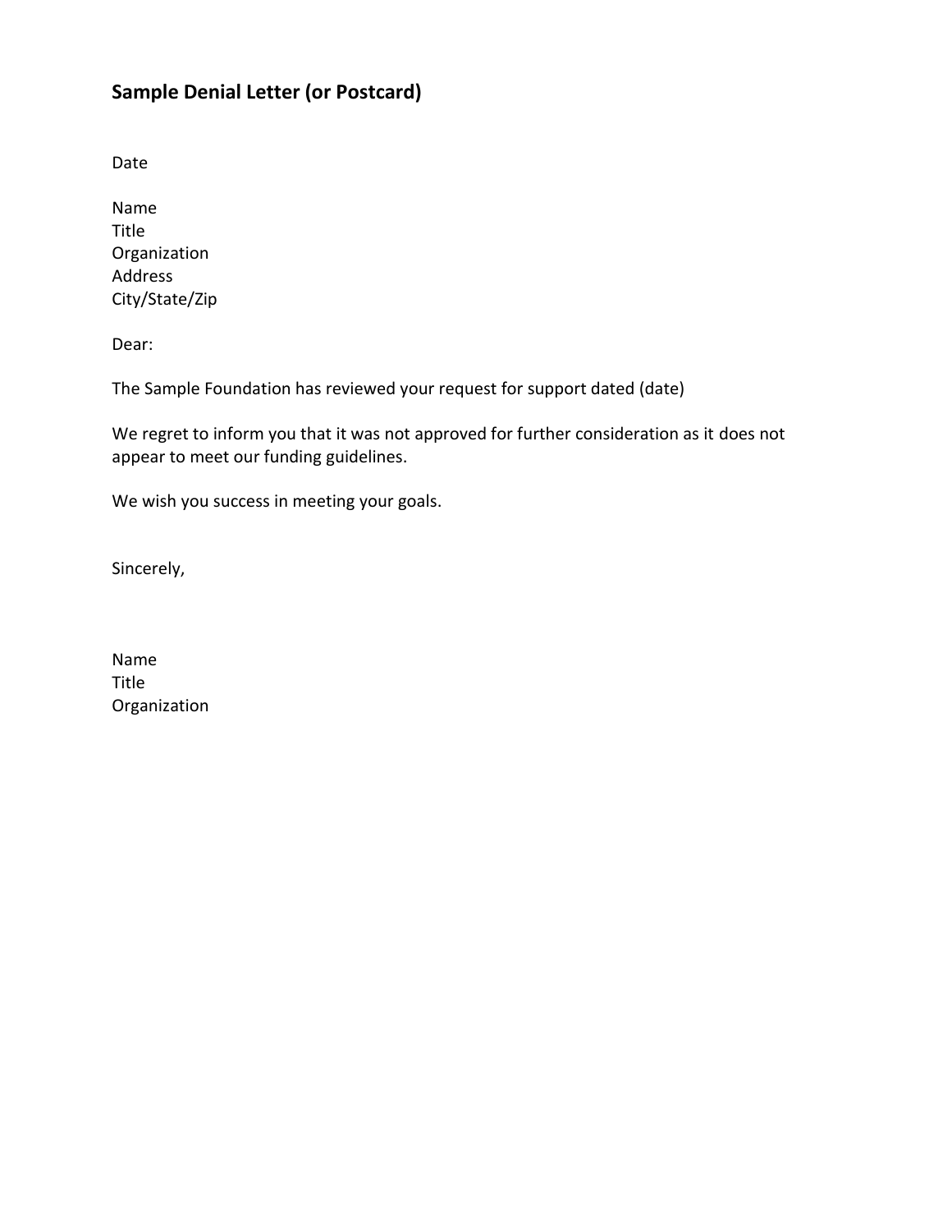## Sample Denial Letter (or Postcard)

Date

Name
Title
Organization
Address
City/State/Zip

Dear:

The Sample Foundation has reviewed your request for support dated (date)

We regret to inform you that it was not approved for further consideration as it does not appear to meet our funding guidelines.

We wish you success in meeting your goals.

Sincerely,

Name
Title
Organization